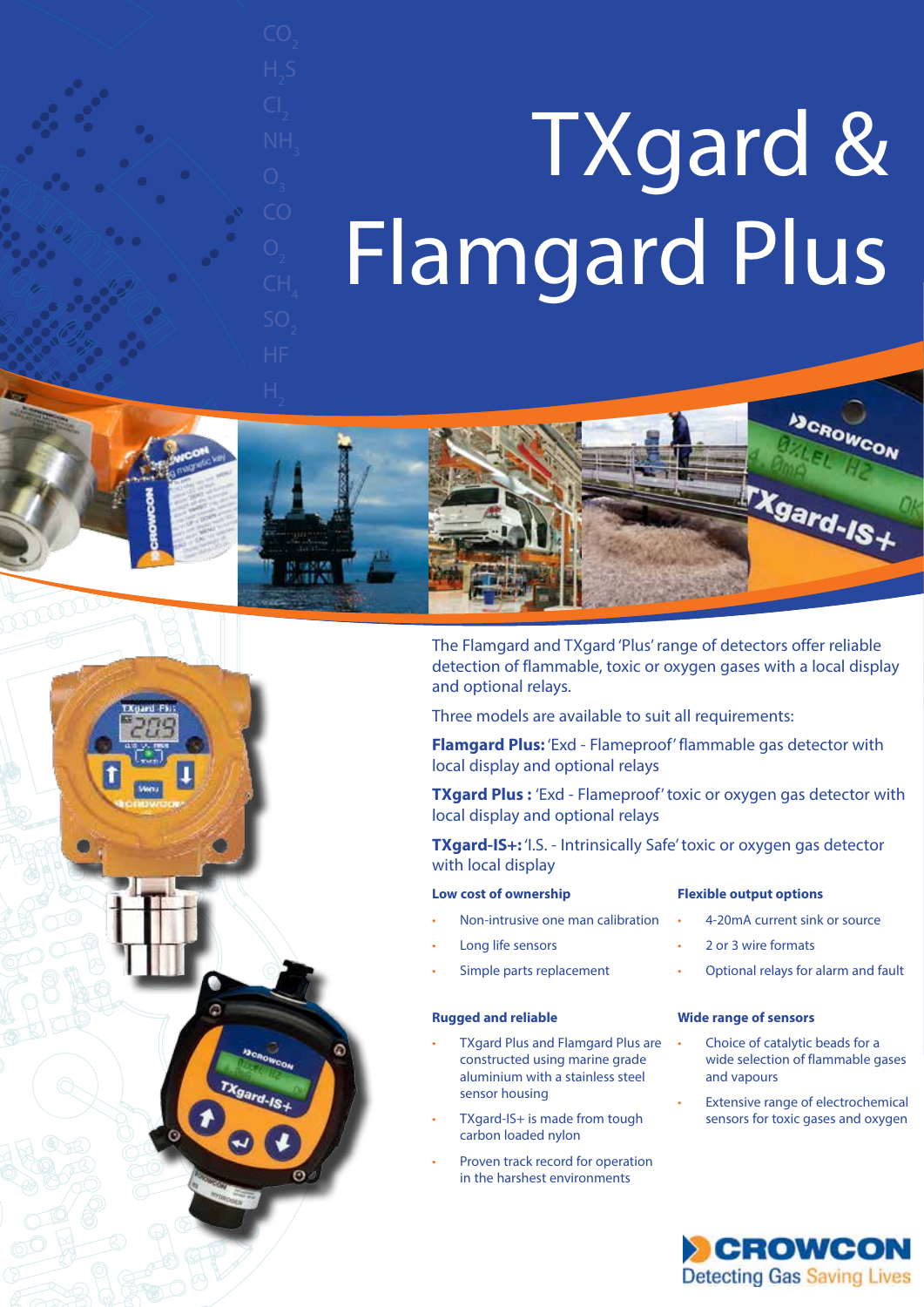# TXgard & Flamgard Plus

The Flamgard and TXgard 'Plus' range of detectors offer reliable detection of flammable, toxic or oxygen gases with a local display and optional relays.

Three models are available to suit all requirements:

**Flamgard Plus:** 'Exd - Flameproof' flammable gas detector with local display and optional relays

**TXgard Plus :** 'Exd - Flameproof' toxic or oxygen gas detector with local display and optional relays

**TXgard-IS+:** 'I.S. - Intrinsically Safe' toxic or oxygen gas detector with local display

### Low cost of ownership

- Non-intrusive one man calibration
- Long life sensors
- Simple parts replacement

### Rugged and reliable

- TXgard Plus and Flamgard Plus are constructed using marine grade aluminium with a stainless steel sensor housing
- TXgard-IS+ is made from tough carbon loaded nylon
- Proven track record for operation in the harshest environments

### Flexible output options

- 4-20mA current sink or source
- 2 or 3 wire formats
- Optional relays for alarm and fault

### Wide range of sensors

- Choice of catalytic beads for a wide selection of flammable gases and vapours
- Extensive range of electrochemical sensors for toxic gases and oxygen

CROWCON
Detecting Gas Saving Lives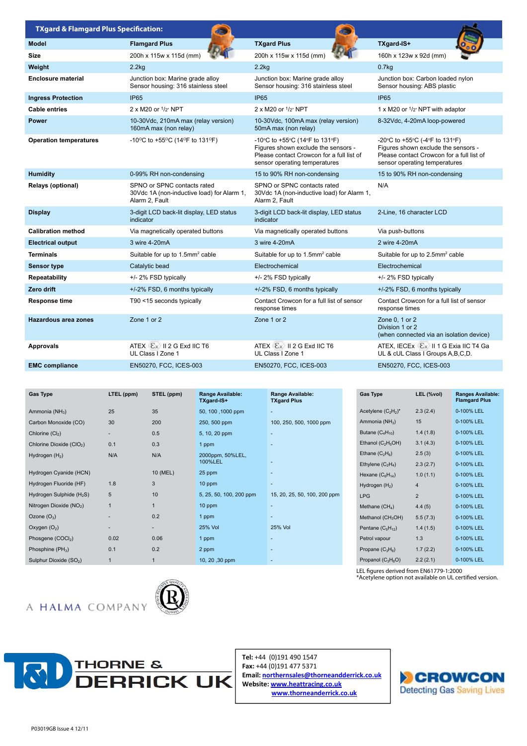## TXgard & Flamgard Plus Specification:

| Model | Flamgard Plus | TXgard Plus | TXgard-IS+ |
|---|---|---|---|
| **Size** | 200h x 115w x 115d (mm) | 200h x 115w x 115d (mm) | 160h x 123w x 92d (mm) |
| **Weight** | 2.2kg | 2.2kg | 0.7kg |
| **Enclosure material** | Junction box: Marine grade alloy<br>Sensor housing: 316 stainless steel | Junction box: Marine grade alloy<br>Sensor housing: 316 stainless steel | Junction box: Carbon loaded nylon<br>Sensor housing: ABS plastic |
| **Ingress Protection** | IP65 | IP65 | IP65 |
| **Cable entries** | 2 x M20 or 1/2" NPT | 2 x M20 or 1/2" NPT | 1 x M20 or 1/2" NPT with adaptor |
| **Power** | 10-30Vdc, 210mA max (relay version)<br>160mA max (non relay) | 10-30Vdc, 100mA max (relay version)<br>50mA max (non relay) | 8-32Vdc, 4-20mA loop-powered |
| **Operation temperatures** | -10°C to +55°C (14°F to 131°F) | -10°C to +55°C (14°F to 131°F)<br>Figures shown exclude the sensors - Please contact Crowcon for a full list of sensor operating temperatures | -20°C to +55°C (-4°F to 131°F)<br>Figures shown exclude the sensors - Please contact Crowcon for a full list of sensor operating temperatures |
| **Humidity** | 0-99% RH non-condensing | 15 to 90% RH non-condensing | 15 to 90% RH non-condensing |
| **Relays (optional)** | SPNO or SPNC contacts rated 30Vdc 1A (non-inductive load) for Alarm 1, Alarm 2, Fault | SPNO or SPNC contacts rated 30Vdc 1A (non-inductive load) for Alarm 1, Alarm 2, Fault | N/A |
| **Display** | 3-digit LCD back-lit display, LED status indicator | 3-digit LCD back-lit display, LED status indicator | 2-Line, 16 character LCD |
| **Calibration method** | Via magnetically operated buttons | Via magnetically operated buttons | Via push-buttons |
| **Electrical output** | 3 wire 4-20mA | 3 wire 4-20mA | 2 wire 4-20mA |
| **Terminals** | Suitable for up to 1.5mm² cable | Suitable for up to 1.5mm² cable | Suitable for up to 2.5mm² cable |
| **Sensor type** | Catalytic bead | Electrochemical | Electrochemical |
| **Repeatability** | +/- 2% FSD typically | +/- 2% FSD typically | +/- 2% FSD typically |
| **Zero drift** | +/-2% FSD, 6 months typically | +/-2% FSD, 6 months typically | +/-2% FSD, 6 months typically |
| **Response time** | T90 <15 seconds typically | Contact Crowcon for a full list of sensor response times | Contact Crowcon for a full list of sensor response times |
| **Hazardous area zones** | Zone 1 or 2 | Zone 1 or 2 | Zone 0, 1 or 2<br>Division 1 or 2<br>(when connected via an isolation device) |
| **Approvals** | ATEX Ex II 2 G Exd IIC T6<br>UL Class I Zone 1 | ATEX Ex II 2 G Exd IIC T6<br>UL Class I Zone 1 | ATEX, IECEx Ex II 1 G Exia IIC T4 Ga<br>UL & cUL Class I Groups A,B,C,D. |
| **EMC compliance** | EN50270, FCC, ICES-003 | EN50270, FCC, ICES-003 | EN50270, FCC, ICES-003 |

| Gas Type | LTEL (ppm) | STEL (ppm) | Range Available: TXgard-IS+ | Range Available: TXgard Plus |
|---|---|---|---|---|
| Ammonia ($NH_3$) | 25 | 35 | 50, 100 ,1000 ppm | - |
| Carbon Monoxide (CO) | 30 | 200 | 250, 500 ppm | 100, 250, 500, 1000 ppm |
| Chlorine ($Cl_2$) | - | 0.5 | 5, 10, 20 ppm | - |
| Chlorine Dioxide ($ClO_2$) | 0.1 | 0.3 | 1 ppm | - |
| Hydrogen ($H_2$) | N/A | N/A | 2000ppm, 50%LEL, 100%LEL | - |
| Hydrogen Cyanide (HCN) | | 10 (MEL) | 25 ppm | - |
| Hydrogen Fluoride (HF) | 1.8 | 3 | 10 ppm | - |
| Hydrogen Sulphide ($H_2S$) | 5 | 10 | 5, 25, 50, 100, 200 ppm | 15, 20, 25, 50, 100, 200 ppm |
| Nitrogen Dioxide ($NO_2$) | 1 | 1 | 10 ppm | - |
| Ozone ($O_3$) | - | 0.2 | 1 ppm | - |
| Oxygen ($O_2$) | - | - | 25% Vol | 25% Vol |
| Phosgene ($COCl_2$) | 0.02 | 0.06 | 1 ppm | - |
| Phosphine ($PH_3$) | 0.1 | 0.2 | 2 ppm | - |
| Sulphur Dioxide ($SO_2$) | 1 | 1 | 10, 20 ,30 ppm | - |

| Gas Type | LEL (%vol) | Ranges Available: Flamgard Plus |
|---|---|---|
| Acetylene ($C_2H_2$)* | 2.3 (2.4) | 0-100% LEL |
| Ammonia ($NH_3$) | 15 | 0-100% LEL |
| Butane ($C_4H_{10}$) | 1.4 (1.8) | 0-100% LEL |
| Ethanol ($C_2H_5OH$) | 3.1 (4.3) | 0-100% LEL |
| Ethane ($C_2H_6$) | 2.5 (3) | 0-100% LEL |
| Ethylene ($C_2H_4$) | 2.3 (2.7) | 0-100% LEL |
| Hexane ($C_6H_{14}$) | 1.0 (1.1) | 0-100% LEL |
| Hydrogen ($H_2$) | 4 | 0-100% LEL |
| LPG | 2 | 0-100% LEL |
| Methane ($CH_4$) | 4.4 (5) | 0-100% LEL |
| Methanol ($CH_3OH$) | 5.5 (7.3) | 0-100% LEL |
| Pentane ($C_5H_{12}$) | 1.4 (1.5) | 0-100% LEL |
| Petrol vapour | 1.3 | 0-100% LEL |
| Propane ($C_3H_8$) | 1.7 (2.2) | 0-100% LEL |
| Propanol ($C_3H_8O$) | 2.2 (2.1) | 0-100% LEL |

LEL figures derived from EN61779-1:2000
*Acetylene option not available on UL certified version.

A HALMA COMPANY

THORNE & DERRICK UK

**Tel:** +44 (0)191 490 1547
**Fax:** +44 (0)191 477 5371
**Email:** northernsales@thorneandderrick.co.uk
**Website:** www.heattracing.co.uk
www.thorneandderrick.co.uk

CROWCON
Detecting Gas Saving Lives

P03019GB Issue 4 12/11